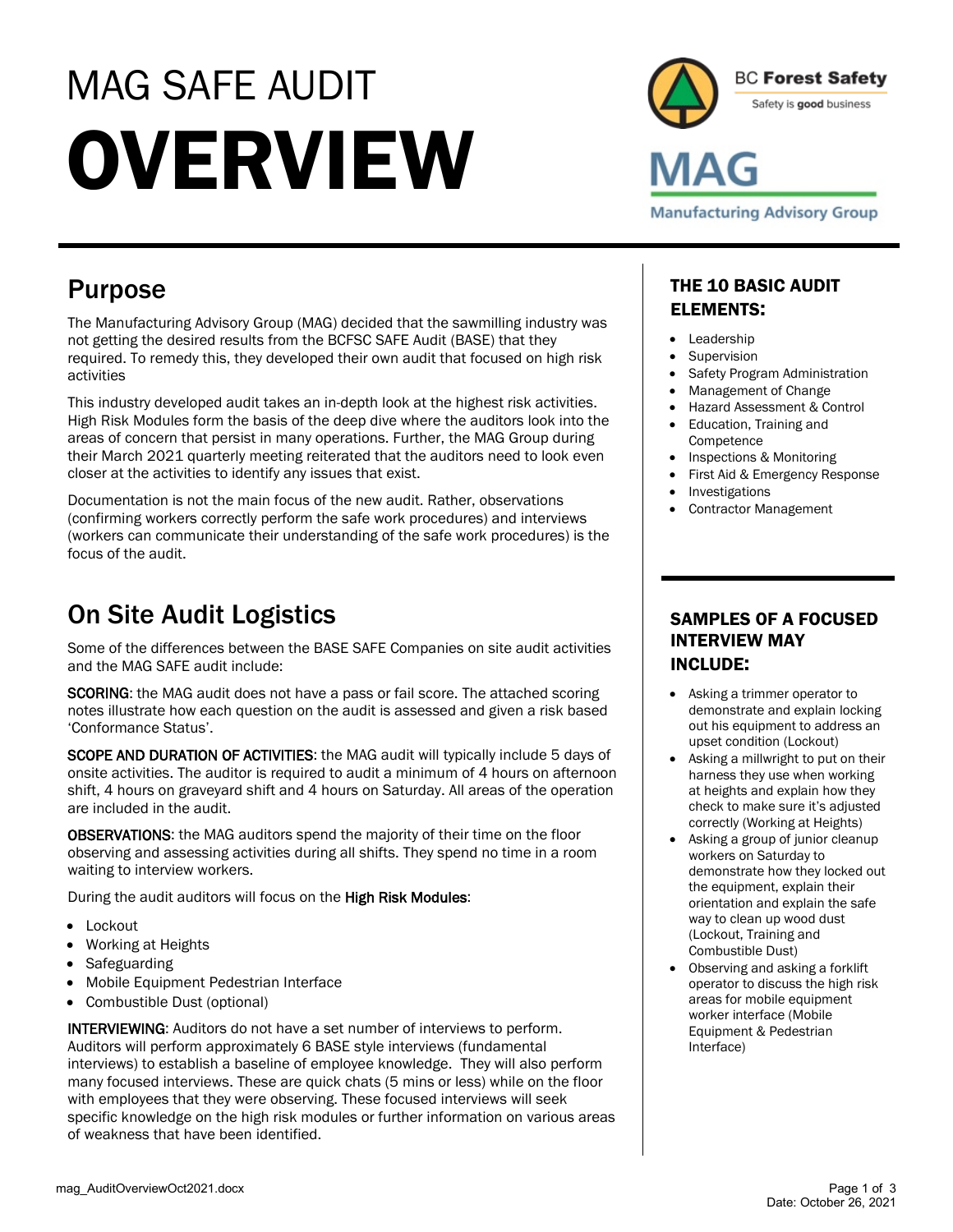# MAG SAFE AUDIT

# OVERVIEW

BC Forest Safety
Safety is **good** business

MAG
Manufacturing Advisory Group

## Purpose

The Manufacturing Advisory Group (MAG) decided that the sawmilling industry was not getting the desired results from the BCFSC SAFE Audit (BASE) that they required. To remedy this, they developed their own audit that focused on high risk activities

This industry developed audit takes an in-depth look at the highest risk activities. High Risk Modules form the basis of the deep dive where the auditors look into the areas of concern that persist in many operations. Further, the MAG Group during their March 2021 quarterly meeting reiterated that the auditors need to look even closer at the activities to identify any issues that exist.

Documentation is not the main focus of the new audit. Rather, observations (confirming workers correctly perform the safe work procedures) and interviews (workers can communicate their understanding of the safe work procedures) is the focus of the audit.

## On Site Audit Logistics

Some of the differences between the BASE SAFE Companies on site audit activities and the MAG SAFE audit include:

SCORING: the MAG audit does not have a pass or fail score. The attached scoring notes illustrate how each question on the audit is assessed and given a risk based 'Conformance Status'.

SCOPE AND DURATION OF ACTIVITIES: the MAG audit will typically include 5 days of onsite activities. The auditor is required to audit a minimum of 4 hours on afternoon shift, 4 hours on graveyard shift and 4 hours on Saturday. All areas of the operation are included in the audit.

OBSERVATIONS: the MAG auditors spend the majority of their time on the floor observing and assessing activities during all shifts. They spend no time in a room waiting to interview workers.

During the audit auditors will focus on the High Risk Modules:

- Lockout
- Working at Heights
- Safeguarding
- Mobile Equipment Pedestrian Interface
- Combustible Dust (optional)

INTERVIEWING: Auditors do not have a set number of interviews to perform. Auditors will perform approximately 6 BASE style interviews (fundamental interviews) to establish a baseline of employee knowledge. They will also perform many focused interviews. These are quick chats (5 mins or less) while on the floor with employees that they were observing. These focused interviews will seek specific knowledge on the high risk modules or further information on various areas of weakness that have been identified.

### THE 10 BASIC AUDIT ELEMENTS:

- Leadership
- Supervision
- Safety Program Administration
- Management of Change
- Hazard Assessment & Control
- Education, Training and Competence
- Inspections & Monitoring
- First Aid & Emergency Response
- Investigations
- Contractor Management

### SAMPLES OF A FOCUSED INTERVIEW MAY INCLUDE:

- Asking a trimmer operator to demonstrate and explain locking out his equipment to address an upset condition (Lockout)
- Asking a millwright to put on their harness they use when working at heights and explain how they check to make sure it's adjusted correctly (Working at Heights)
- Asking a group of junior cleanup workers on Saturday to demonstrate how they locked out the equipment, explain their orientation and explain the safe way to clean up wood dust (Lockout, Training and Combustible Dust)
- Observing and asking a forklift operator to discuss the high risk areas for mobile equipment worker interface (Mobile Equipment & Pedestrian Interface)

mag_AuditOverviewOct2021.docx

Date: October 26, 2021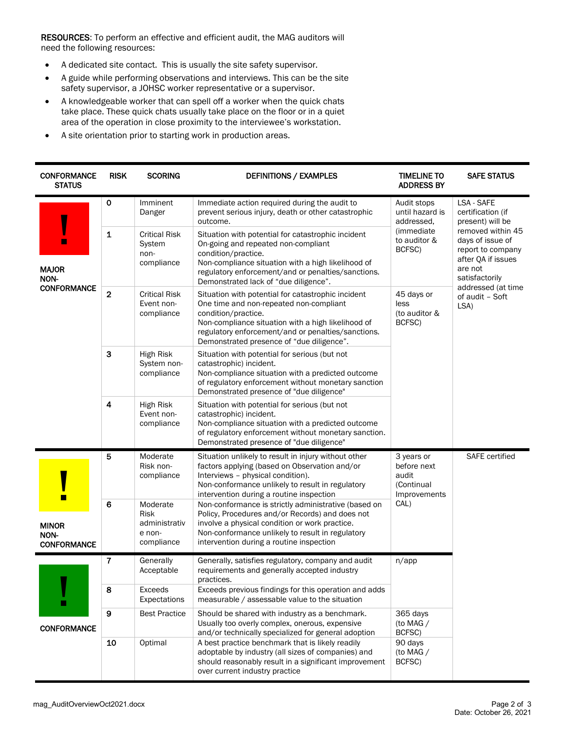**RESOURCES**: To perform an effective and efficient audit, the MAG auditors will need the following resources:

- A dedicated site contact. This is usually the site safety supervisor.
- A guide while performing observations and interviews. This can be the site safety supervisor, a JOHSC worker representative or a supervisor.
- A knowledgeable worker that can spell off a worker when the quick chats take place. These quick chats usually take place on the floor or in a quiet area of the operation in close proximity to the interviewee's workstation.
- A site orientation prior to starting work in production areas.

| CONFORMANCE STATUS | RISK | SCORING | DEFINITIONS / EXAMPLES | TIMELINE TO ADDRESS BY | SAFE STATUS |
|---|---|---|---|---|---|
| MAJOR NON-CONFORMANCE | 0 | Imminent Danger | Immediate action required during the audit to prevent serious injury, death or other catastrophic outcome. | Audit stops until hazard is addressed, (immediate to auditor & BCFSC) | LSA - SAFE certification (if present) will be removed within 45 days of issue of report to company after QA if issues are not satisfactorily addressed (at time of audit – Soft LSA) |
| | 1 | Critical Risk System non-compliance | Situation with potential for catastrophic incident On-going and repeated non-compliant condition/practice. Non-compliance situation with a high likelihood of regulatory enforcement/and or penalties/sanctions. Demonstrated lack of "due diligence". | | |
| | 2 | Critical Risk Event non-compliance | Situation with potential for catastrophic incident One time and non-repeated non-compliant condition/practice. Non-compliance situation with a high likelihood of regulatory enforcement/and or penalties/sanctions. Demonstrated presence of "due diligence". | 45 days or less (to auditor & BCFSC) | |
| | 3 | High Risk System non-compliance | Situation with potential for serious (but not catastrophic) incident. Non-compliance situation with a predicted outcome of regulatory enforcement without monetary sanction Demonstrated presence of "due diligence" | | |
| | 4 | High Risk Event non-compliance | Situation with potential for serious (but not catastrophic) incident. Non-compliance situation with a predicted outcome of regulatory enforcement without monetary sanction. Demonstrated presence of "due diligence" | | |
| MINOR NON-CONFORMANCE | 5 | Moderate Risk non-compliance | Situation unlikely to result in injury without other factors applying (based on Observation and/or Interviews – physical condition). Non-conformance unlikely to result in regulatory intervention during a routine inspection | 3 years or before next audit (Continual Improvements CAL) | SAFE certified |
| | 6 | Moderate Risk administrative non-compliance | Non-conformance is strictly administrative (based on Policy, Procedures and/or Records) and does not involve a physical condition or work practice. Non-conformance unlikely to result in regulatory intervention during a routine inspection | | |
| CONFORMANCE | 7 | Generally Acceptable | Generally, satisfies regulatory, company and audit requirements and generally accepted industry practices. | n/app | |
| | 8 | Exceeds Expectations | Exceeds previous findings for this operation and adds measurable / assessable value to the situation | | |
| | 9 | Best Practice | Should be shared with industry as a benchmark. Usually too overly complex, onerous, expensive and/or technically specialized for general adoption | 365 days (to MAG / BCFSC) | |
| | 10 | Optimal | A best practice benchmark that is likely readily adoptable by industry (all sizes of companies) and should reasonably result in a significant improvement over current industry practice | 90 days (to MAG / BCFSC) | |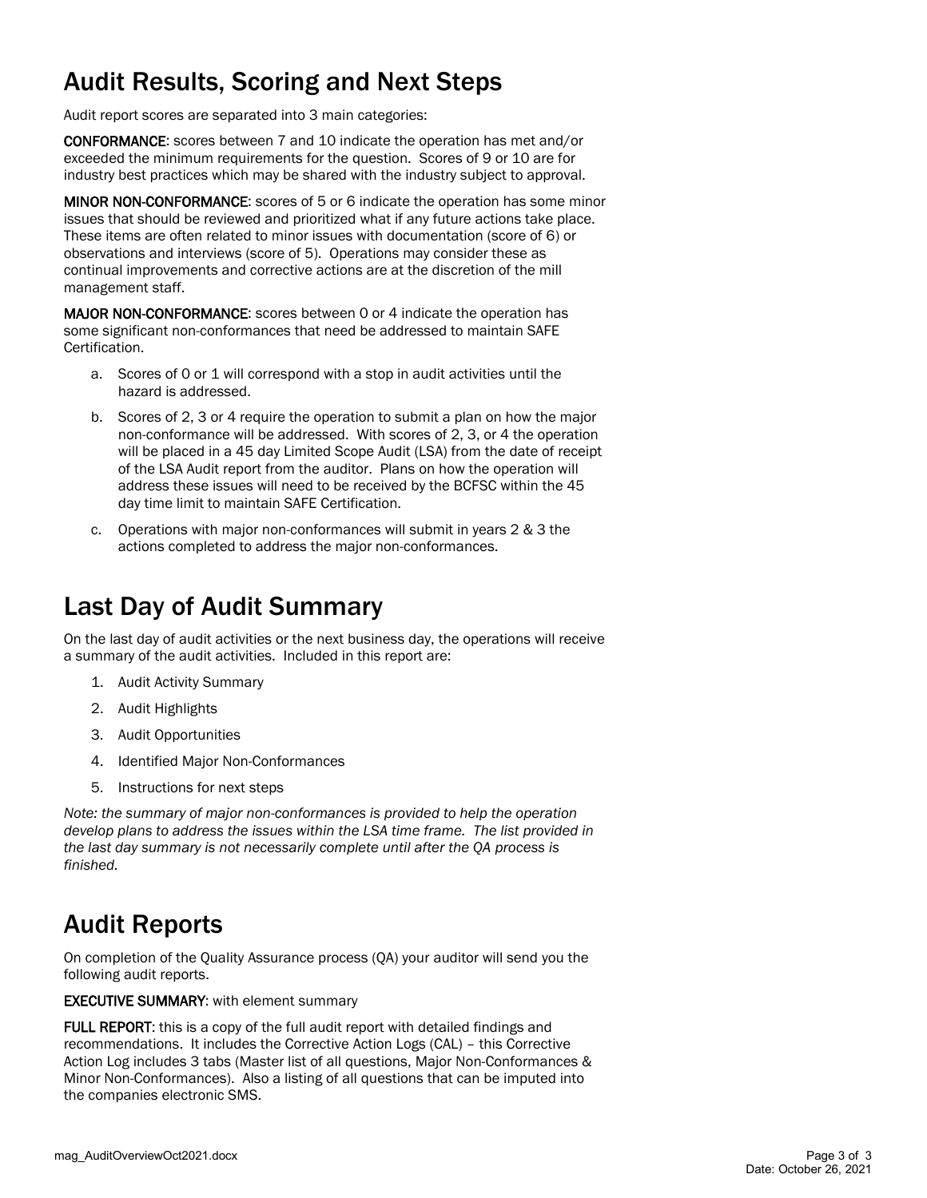# Audit Results, Scoring and Next Steps

Audit report scores are separated into 3 main categories:

**CONFORMANCE**: scores between 7 and 10 indicate the operation has met and/or exceeded the minimum requirements for the question. Scores of 9 or 10 are for industry best practices which may be shared with the industry subject to approval.

**MINOR NON-CONFORMANCE**: scores of 5 or 6 indicate the operation has some minor issues that should be reviewed and prioritized what if any future actions take place. These items are often related to minor issues with documentation (score of 6) or observations and interviews (score of 5). Operations may consider these as continual improvements and corrective actions are at the discretion of the mill management staff.

**MAJOR NON-CONFORMANCE**: scores between 0 or 4 indicate the operation has some significant non-conformances that need be addressed to maintain SAFE Certification.

a. Scores of 0 or 1 will correspond with a stop in audit activities until the hazard is addressed.

b. Scores of 2, 3 or 4 require the operation to submit a plan on how the major non-conformance will be addressed. With scores of 2, 3, or 4 the operation will be placed in a 45 day Limited Scope Audit (LSA) from the date of receipt of the LSA Audit report from the auditor. Plans on how the operation will address these issues will need to be received by the BCFSC within the 45 day time limit to maintain SAFE Certification.

c. Operations with major non-conformances will submit in years 2 & 3 the actions completed to address the major non-conformances.

# Last Day of Audit Summary

On the last day of audit activities or the next business day, the operations will receive a summary of the audit activities. Included in this report are:

1. Audit Activity Summary
2. Audit Highlights
3. Audit Opportunities
4. Identified Major Non-Conformances
5. Instructions for next steps

*Note: the summary of major non-conformances is provided to help the operation develop plans to address the issues within the LSA time frame. The list provided in the last day summary is not necessarily complete until after the QA process is finished.*

# Audit Reports

On completion of the Quality Assurance process (QA) your auditor will send you the following audit reports.

**EXECUTIVE SUMMARY**: with element summary

**FULL REPORT**: this is a copy of the full audit report with detailed findings and recommendations. It includes the Corrective Action Logs (CAL) – this Corrective Action Log includes 3 tabs (Master list of all questions, Major Non-Conformances & Minor Non-Conformances). Also a listing of all questions that can be imputed into the companies electronic SMS.